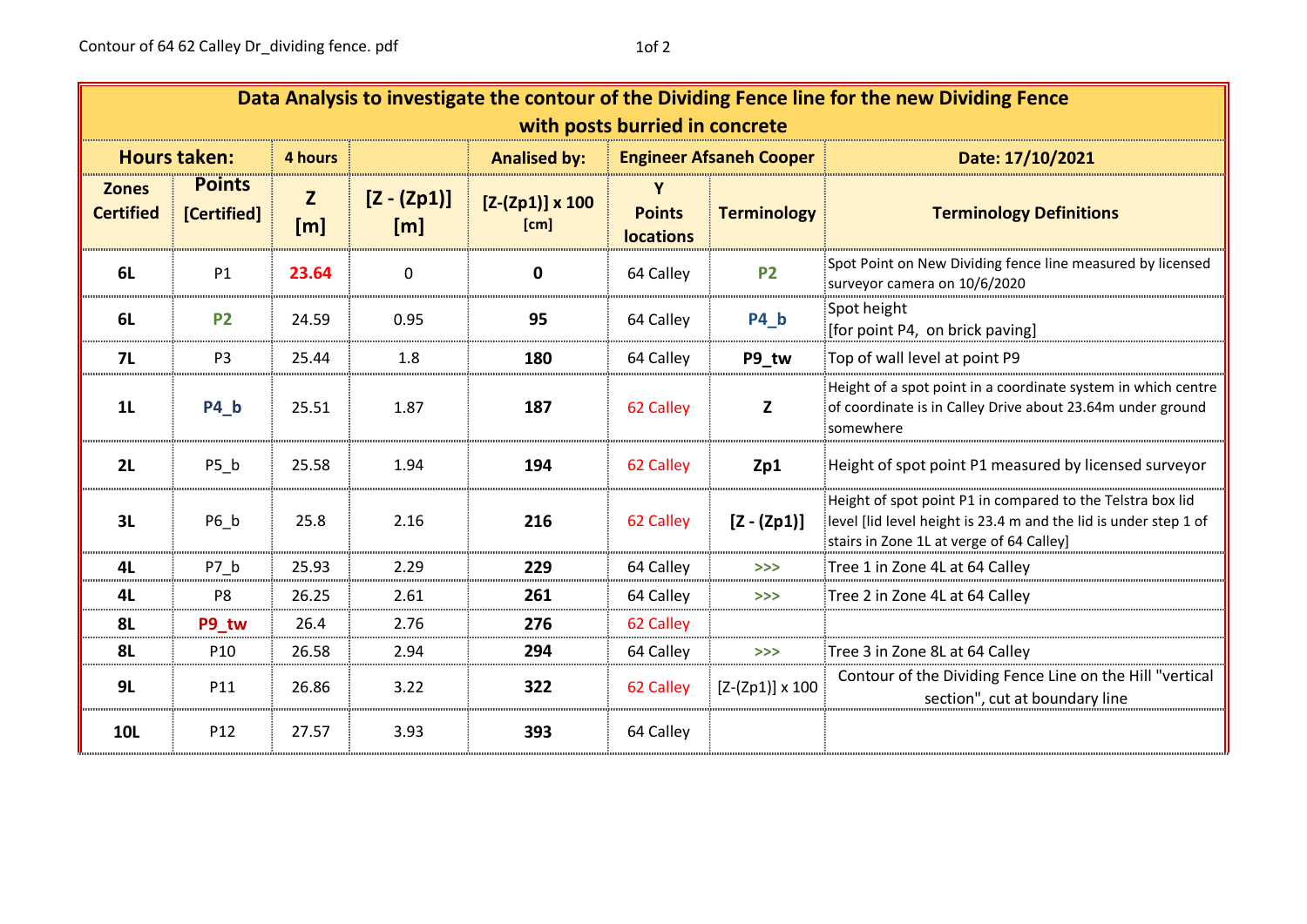Contour of 64 62 Calley Dr_dividing fence. pdf

| Data Analysis to investigate the contour of the Dividing Fence line for the new Dividing Fence with posts burried in concrete | | | | | | | |
|---|---|---|---|---|---|---|---|
| **Hours taken:** | | **4 hours** | | **Analised by:** | **Engineer Afsaneh Cooper** | | **Date: 17/10/2021** |
| **Zones Certified** | **Points [Certified]** | **Z [m]** | **[Z - (Zp1)] [m]** | **[Z-(Zp1)] x 100 [cm]** | **Y Points locations** | **Terminology** | **Terminology Definitions** |
| **6L** | P1 | **23.64** | 0 | **0** | 64 Calley | **P2** | Spot Point on New Dividing fence line measured by licensed surveyor camera on 10/6/2020 |
| **6L** | **P2** | 24.59 | 0.95 | **95** | 64 Calley | **P4_b** | Spot height [for point P4, on brick paving] |
| **7L** | P3 | 25.44 | 1.8 | **180** | 64 Calley | **P9_tw** | Top of wall level at point P9 |
| **1L** | **P4_b** | 25.51 | 1.87 | **187** | 62 Calley | **Z** | Height of a spot point in a coordinate system in which centre of coordinate is in Calley Drive about 23.64m under ground somewhere |
| **2L** | P5_b | 25.58 | 1.94 | **194** | 62 Calley | **Zp1** | Height of spot point P1 measured by licensed surveyor |
| **3L** | P6_b | 25.8 | 2.16 | **216** | 62 Calley | **[Z - (Zp1)]** | Height of spot point P1 in compared to the Telstra box lid level [lid level height is 23.4 m and the lid is under step 1 of stairs in Zone 1L at verge of 64 Calley] |
| **4L** | P7_b | 25.93 | 2.29 | **229** | 64 Calley | >>> | Tree 1 in Zone 4L at 64 Calley |
| **4L** | P8 | 26.25 | 2.61 | **261** | 64 Calley | >>> | Tree 2 in Zone 4L at 64 Calley |
| **8L** | **P9_tw** | 26.4 | 2.76 | **276** | 62 Calley | | |
| **8L** | P10 | 26.58 | 2.94 | **294** | 64 Calley | >>> | Tree 3 in Zone 8L at 64 Calley |
| **9L** | P11 | 26.86 | 3.22 | **322** | 62 Calley | [Z-(Zp1)] x 100 | Contour of the Dividing Fence Line on the Hill "vertical section", cut at boundary line |
| **10L** | P12 | 27.57 | 3.93 | **393** | 64 Calley | | |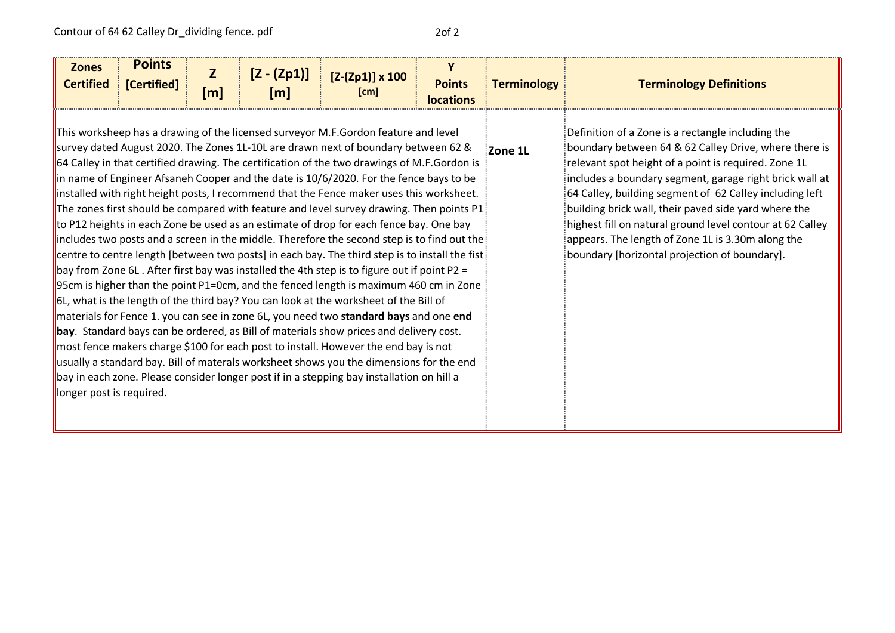| Zones Certified | Points [Certified] | Z [m] | [Z - (Zp1)] [m] | [Z-(Zp1)] x 100 [cm] | Y Points locations | Terminology | Terminology Definitions |
|---|---|---|---|---|---|---|---|
| This worksheep has a drawing of the licensed surveyor M.F.Gordon feature and level survey dated August 2020. The Zones 1L-10L are drawn next of boundary between 62 & 64 Calley in that certified drawing. The certification of the two drawings of M.F.Gordon is in name of Engineer Afsaneh Cooper and the date is 10/6/2020. For the fence bays to be installed with right height posts, I recommend that the Fence maker uses this worksheet. The zones first should be compared with feature and level survey drawing. Then points P1 to P12 heights in each Zone be used as an estimate of drop for each fence bay. One bay includes two posts and a screen in the middle. Therefore the second step is to find out the centre to centre length [between two posts] in each bay. The third step is to install the fist bay from Zone 6L . After first bay was installed the 4th step is to figure out if point P2 = 95cm is higher than the point P1=0cm, and the fenced length is maximum 460 cm in Zone 6L, what is the length of the third bay? You can look at the worksheet of the Bill of materials for Fence 1. you can see in zone 6L, you need two **standard bays** and one **end bay**. Standard bays can be ordered, as Bill of materials show prices and delivery cost. most fence makers charge $100 for each post to install. However the end bay is not usually a standard bay. Bill of materals worksheet shows you the dimensions for the end bay in each zone. Please consider longer post if in a stepping bay installation on hill a longer post is required. | | | | | | Zone 1L | Definition of a Zone is a rectangle including the boundary between 64 & 62 Calley Drive, where there is relevant spot height of a point is required. Zone 1L includes a boundary segment, garage right brick wall at 64 Calley, building segment of 62 Calley including left building brick wall, their paved side yard where the highest fill on natural ground level contour at 62 Calley appears. The length of Zone 1L is 3.30m along the boundary [horizontal projection of boundary]. |